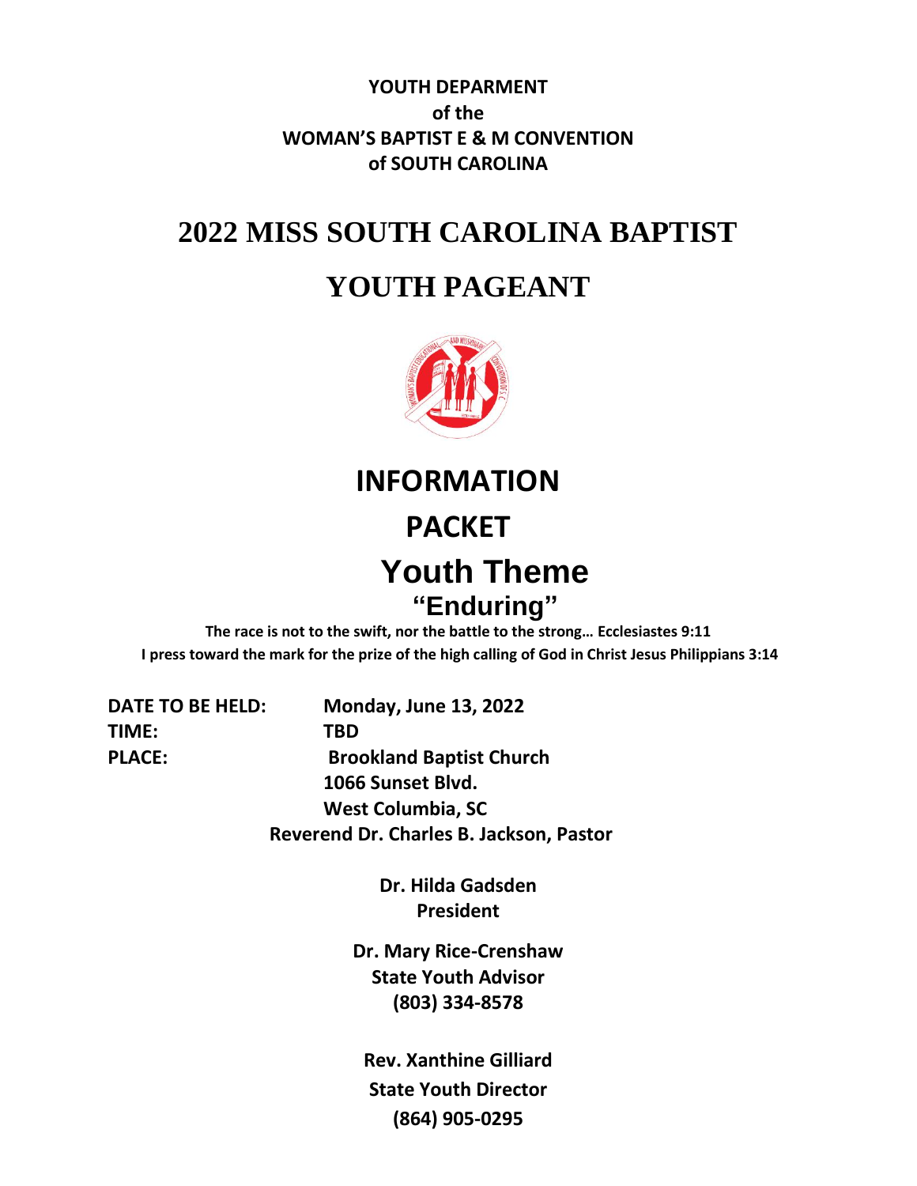**YOUTH DEPARMENT**
**of the**
**WOMAN'S BAPTIST E & M CONVENTION**
**of SOUTH CAROLINA**

# 2022 MISS SOUTH CAROLINA BAPTIST

# YOUTH PAGEANT

## INFORMATION

## PACKET

## Youth Theme

### "Enduring"

**The race is not to the swift, nor the battle to the strong… Ecclesiastes 9:11**
**I press toward the mark for the prize of the high calling of God in Christ Jesus Philippians 3:14**

**DATE TO BE HELD:** **Monday, June 13, 2022**
**TIME:** **TBD**
**PLACE:** **Brookland Baptist Church**
**1066 Sunset Blvd.**
**West Columbia, SC**
**Reverend Dr. Charles B. Jackson, Pastor**

**Dr. Hilda Gadsden**
**President**

**Dr. Mary Rice-Crenshaw**
**State Youth Advisor**
**(803) 334-8578**

**Rev. Xanthine Gilliard**
**State Youth Director**
**(864) 905-0295**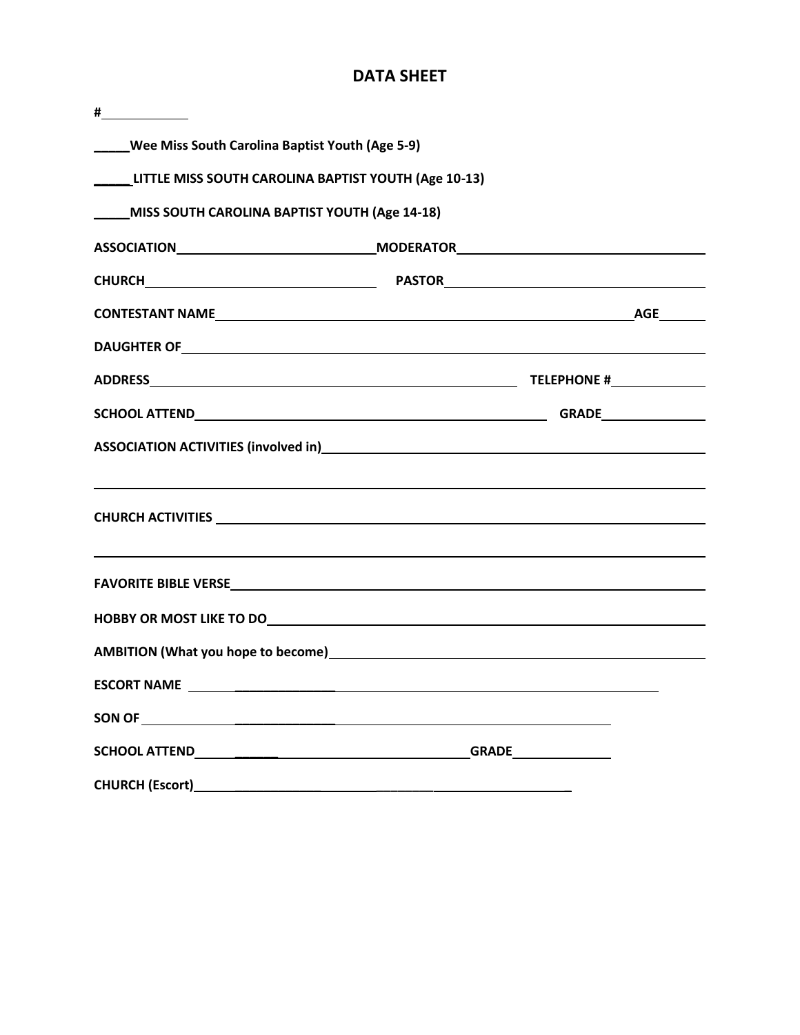# DATA SHEET

**#**\_\_\_\_\_\_\_\_\_\_

**\_\_\_\_\_Wee Miss South Carolina Baptist Youth (Age 5-9)**

**\_\_\_\_\_LITTLE MISS SOUTH CAROLINA BAPTIST YOUTH (Age 10-13)**

**\_\_\_\_\_MISS SOUTH CAROLINA BAPTIST YOUTH (Age 14-18)**

**ASSOCIATION**\_\_\_\_\_\_\_\_\_\_\_\_\_\_\_\_\_\_\_\_\_\_\_\_\_\_ **MODERATOR**\_\_\_\_\_\_\_\_\_\_\_\_\_\_\_\_\_\_\_\_\_\_\_\_\_\_\_\_\_\_\_\_

**CHURCH**\_\_\_\_\_\_\_\_\_\_\_\_\_\_\_\_\_\_\_\_\_\_\_\_\_\_\_\_\_\_ **PASTOR**\_\_\_\_\_\_\_\_\_\_\_\_\_\_\_\_\_\_\_\_\_\_\_\_\_\_\_\_\_\_\_\_\_\_

**CONTESTANT NAME**\_\_\_\_\_\_\_\_\_\_\_\_\_\_\_\_\_\_\_\_\_\_\_\_\_\_\_\_\_\_\_\_\_\_\_\_\_\_\_\_\_\_\_\_\_\_\_\_\_\_\_\_\_\_\_\_ **AGE**\_\_\_\_\_\_

**DAUGHTER OF**\_\_\_\_\_\_\_\_\_\_\_\_\_\_\_\_\_\_\_\_\_\_\_\_\_\_\_\_\_\_\_\_\_\_\_\_\_\_\_\_\_\_\_\_\_\_\_\_\_\_\_\_\_\_\_\_\_\_\_\_\_\_\_\_\_\_\_\_\_

**ADDRESS**\_\_\_\_\_\_\_\_\_\_\_\_\_\_\_\_\_\_\_\_\_\_\_\_\_\_\_\_\_\_\_\_\_\_\_\_\_\_\_\_\_\_\_\_\_\_\_\_ **TELEPHONE #**\_\_\_\_\_\_\_\_\_\_\_\_\_

**SCHOOL ATTEND**\_\_\_\_\_\_\_\_\_\_\_\_\_\_\_\_\_\_\_\_\_\_\_\_\_\_\_\_\_\_\_\_\_\_\_\_\_\_\_\_\_\_\_\_\_\_ **GRADE**\_\_\_\_\_\_\_\_\_\_\_\_\_\_

**ASSOCIATION ACTIVITIES (involved in)**\_\_\_\_\_\_\_\_\_\_\_\_\_\_\_\_\_\_\_\_\_\_\_\_\_\_\_\_\_\_\_\_\_\_\_\_\_\_\_\_\_\_\_\_\_\_\_

\_\_\_\_\_\_\_\_\_\_\_\_\_\_\_\_\_\_\_\_\_\_\_\_\_\_\_\_\_\_\_\_\_\_\_\_\_\_\_\_\_\_\_\_\_\_\_\_\_\_\_\_\_\_\_\_\_\_\_\_\_\_\_\_\_\_\_\_\_\_\_\_\_\_\_\_\_\_\_\_\_

**CHURCH ACTIVITIES**\_\_\_\_\_\_\_\_\_\_\_\_\_\_\_\_\_\_\_\_\_\_\_\_\_\_\_\_\_\_\_\_\_\_\_\_\_\_\_\_\_\_\_\_\_\_\_\_\_\_\_\_\_\_\_\_\_\_\_\_\_\_

\_\_\_\_\_\_\_\_\_\_\_\_\_\_\_\_\_\_\_\_\_\_\_\_\_\_\_\_\_\_\_\_\_\_\_\_\_\_\_\_\_\_\_\_\_\_\_\_\_\_\_\_\_\_\_\_\_\_\_\_\_\_\_\_\_\_\_\_\_\_\_\_\_\_\_\_\_\_\_\_\_

**FAVORITE BIBLE VERSE**\_\_\_\_\_\_\_\_\_\_\_\_\_\_\_\_\_\_\_\_\_\_\_\_\_\_\_\_\_\_\_\_\_\_\_\_\_\_\_\_\_\_\_\_\_\_\_\_\_\_\_\_\_\_\_\_\_\_\_

**HOBBY OR MOST LIKE TO DO**\_\_\_\_\_\_\_\_\_\_\_\_\_\_\_\_\_\_\_\_\_\_\_\_\_\_\_\_\_\_\_\_\_\_\_\_\_\_\_\_\_\_\_\_\_\_\_\_\_\_\_\_\_\_

**AMBITION (What you hope to become)**\_\_\_\_\_\_\_\_\_\_\_\_\_\_\_\_\_\_\_\_\_\_\_\_\_\_\_\_\_\_\_\_\_\_\_\_\_\_\_\_\_\_\_\_\_\_\_

**ESCORT NAME** \_\_\_\_\_\_\_\_\_\_\_\_\_\_\_\_\_\_\_\_\_\_\_\_\_\_\_\_\_\_\_\_\_\_\_\_\_\_\_\_\_\_\_\_\_\_\_\_\_\_\_\_\_\_\_\_\_\_\_\_\_\_

**SON OF** \_\_\_\_\_\_\_\_\_\_\_\_\_\_\_\_\_\_\_\_\_\_\_\_\_\_\_\_\_\_\_\_\_\_\_\_\_\_\_\_\_\_\_\_\_\_\_\_\_\_\_\_\_\_\_\_\_\_\_\_\_

**SCHOOL ATTEND**\_\_\_\_\_\_\_\_\_\_\_\_\_\_\_\_\_\_\_\_\_\_\_\_\_\_\_\_\_\_\_\_\_\_\_\_\_ **GRADE**\_\_\_\_\_\_\_\_\_\_\_\_\_

**CHURCH (Escort)**\_\_\_\_\_\_\_\_\_\_\_\_\_\_\_\_\_\_\_\_\_\_\_\_\_\_\_\_\_\_\_\_\_\_\_\_\_\_\_\_\_\_\_\_\_\_\_\_\_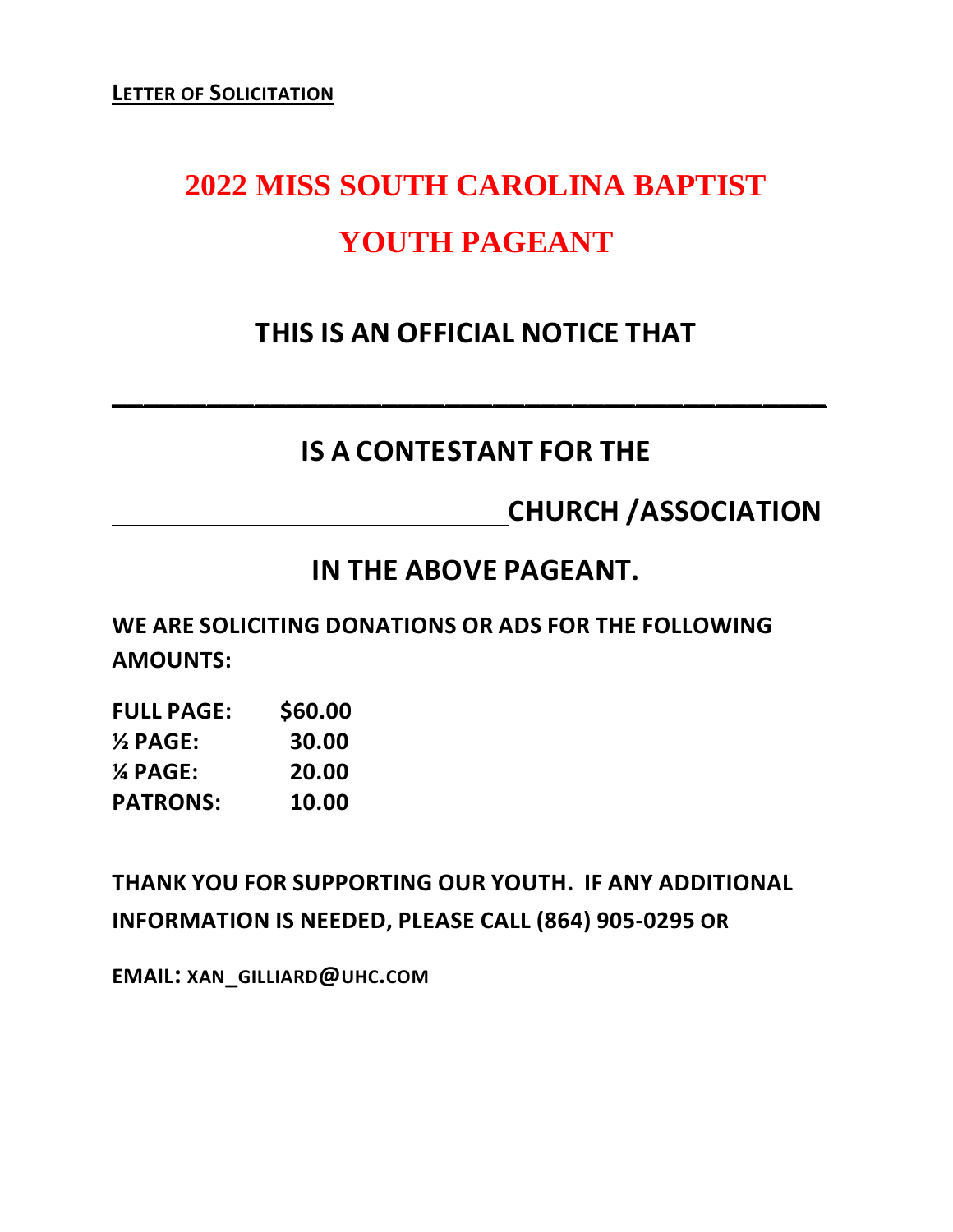**<u>LETTER OF SOLICITATION</u>**

# 2022 MISS SOUTH CAROLINA BAPTIST YOUTH PAGEANT

## THIS IS AN OFFICIAL NOTICE THAT

______________________________________________

## IS A CONTESTANT FOR THE

## ______________________________CHURCH /ASSOCIATION

## IN THE ABOVE PAGEANT.

**WE ARE SOLICITING DONATIONS OR ADS FOR THE FOLLOWING AMOUNTS:**

| | |
|---|---|
| **FULL PAGE:** | **$60.00** |
| **½ PAGE:** | **30.00** |
| **¼ PAGE:** | **20.00** |
| **PATRONS:** | **10.00** |

**THANK YOU FOR SUPPORTING OUR YOUTH. IF ANY ADDITIONAL INFORMATION IS NEEDED, PLEASE CALL (864) 905-0295 OR**

**EMAIL: XAN_GILLIARD@UHC.COM**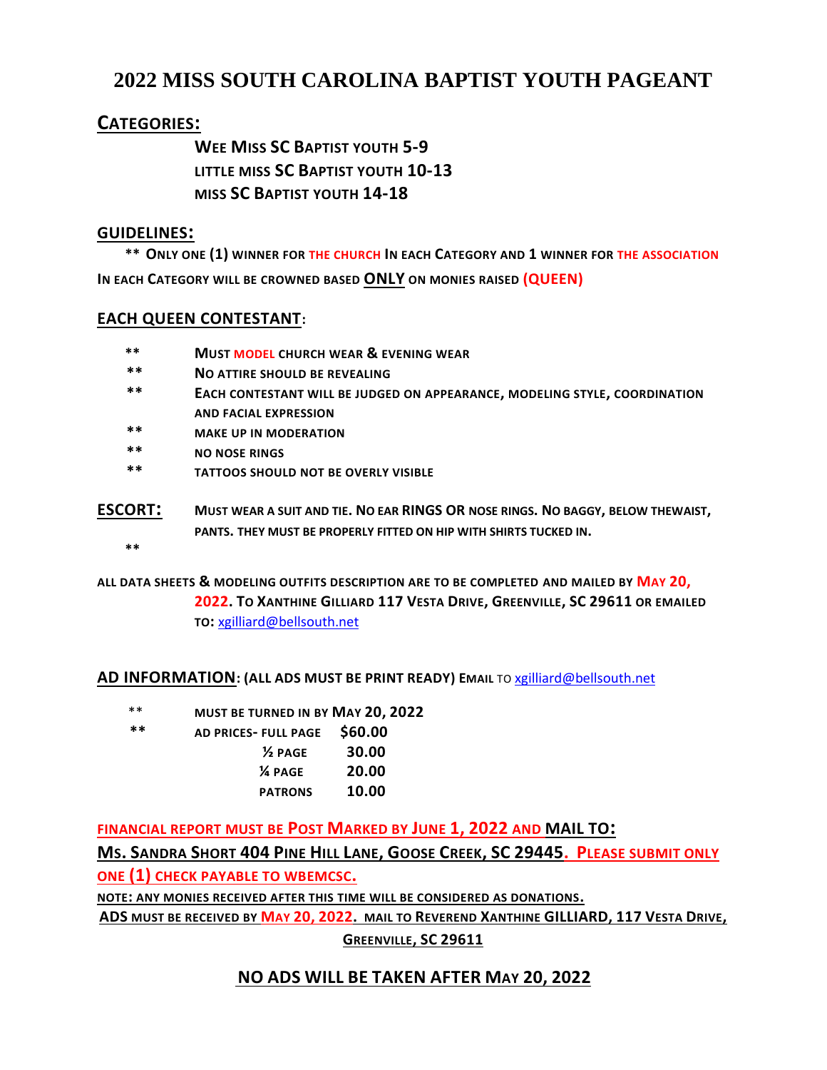# 2022 MISS SOUTH CAROLINA BAPTIST YOUTH PAGEANT

## CATEGORIES:

**WEE MISS SC BAPTIST YOUTH 5-9**
**LITTLE MISS SC BAPTIST YOUTH 10-13**
**MISS SC BAPTIST YOUTH 14-18**

## GUIDELINES:

** **ONLY ONE (1) WINNER FOR THE CHURCH IN EACH CATEGORY AND 1 WINNER FOR THE ASSOCIATION IN EACH CATEGORY WILL BE CROWNED BASED ONLY ON MONIES RAISED (QUEEN)**

## EACH QUEEN CONTESTANT:

** **MUST MODEL CHURCH WEAR & EVENING WEAR**
** **NO ATTIRE SHOULD BE REVEALING**
** **EACH CONTESTANT WILL BE JUDGED ON APPEARANCE, MODELING STYLE, COORDINATION AND FACIAL EXPRESSION**
** **MAKE UP IN MODERATION**
** **NO NOSE RINGS**
** **TATTOOS SHOULD NOT BE OVERLY VISIBLE**

## ESCORT:

**MUST WEAR A SUIT AND TIE. NO EAR RINGS OR NOSE RINGS. NO BAGGY, BELOW THEWAIST, PANTS. THEY MUST BE PROPERLY FITTED ON HIP WITH SHIRTS TUCKED IN.**

**

**ALL DATA SHEETS & MODELING OUTFITS DESCRIPTION ARE TO BE COMPLETED AND MAILED BY MAY 20, 2022. TO XANTHINE GILLIARD 117 VESTA DRIVE, GREENVILLE, SC 29611 OR EMAILED TO:** xgilliard@bellsouth.net

## AD INFORMATION: (ALL ADS MUST BE PRINT READY) EMAIL TO xgilliard@bellsouth.net

** **MUST BE TURNED IN BY MAY 20, 2022**
** **AD PRICES-**

| | |
|---|---|
| FULL PAGE | $60.00 |
| ½ PAGE | 30.00 |
| ¼ PAGE | 20.00 |
| PATRONS | 10.00 |

**FINANCIAL REPORT MUST BE POST MARKED BY JUNE 1, 2022 AND MAIL TO:**

**MS. SANDRA SHORT 404 PINE HILL LANE, GOOSE CREEK, SC 29445. PLEASE SUBMIT ONLY ONE (1) CHECK PAYABLE TO WBEMCSC.**

**NOTE: ANY MONIES RECEIVED AFTER THIS TIME WILL BE CONSIDERED AS DONATIONS.**

**ADS MUST BE RECEIVED BY MAY 20, 2022. MAIL TO REVEREND XANTHINE GILLIARD, 117 VESTA DRIVE, GREENVILLE, SC 29611**

## NO ADS WILL BE TAKEN AFTER MAY 20, 2022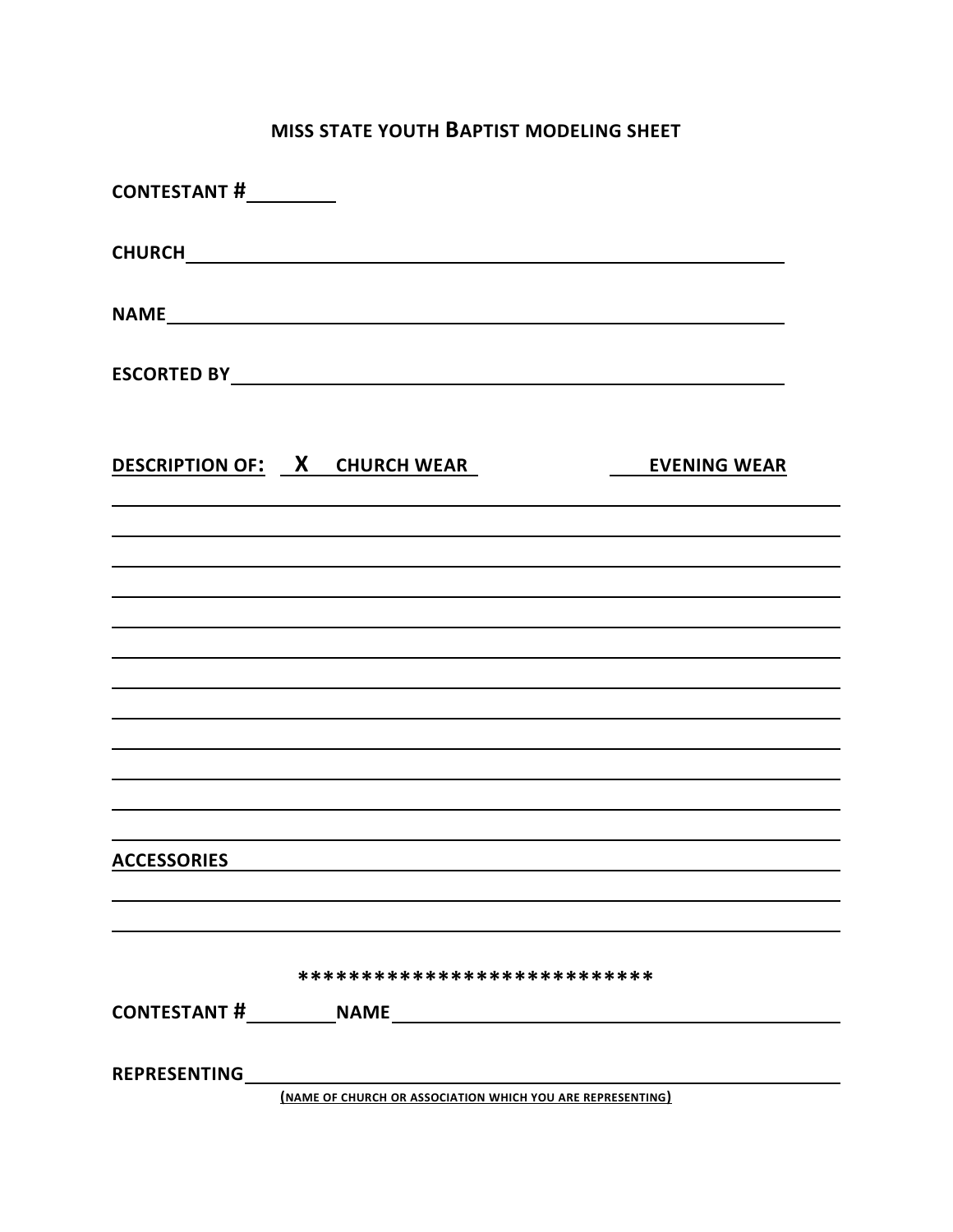## MISS STATE YOUTH BAPTIST MODELING SHEET

**CONTESTANT #**\_\_\_\_\_\_\_\_

**CHURCH**\_\_\_\_\_\_\_\_\_\_\_\_\_\_\_\_\_\_\_\_\_\_\_\_\_\_\_\_\_\_\_\_\_\_\_\_\_\_\_\_\_\_\_\_\_\_\_\_

**NAME**\_\_\_\_\_\_\_\_\_\_\_\_\_\_\_\_\_\_\_\_\_\_\_\_\_\_\_\_\_\_\_\_\_\_\_\_\_\_\_\_\_\_\_\_\_\_\_\_

**ESCORTED BY**\_\_\_\_\_\_\_\_\_\_\_\_\_\_\_\_\_\_\_\_\_\_\_\_\_\_\_\_\_\_\_\_\_\_\_\_\_\_\_\_\_\_\_\_

**DESCRIPTION OF: X CHURCH WEAR \_\_\_\_ EVENING WEAR**

\_\_\_\_\_\_\_\_\_\_\_\_\_\_\_\_\_\_\_\_\_\_\_\_\_\_\_\_\_\_\_\_\_\_\_\_\_\_\_\_\_\_\_\_\_\_\_\_\_\_\_\_\_\_\_\_

\_\_\_\_\_\_\_\_\_\_\_\_\_\_\_\_\_\_\_\_\_\_\_\_\_\_\_\_\_\_\_\_\_\_\_\_\_\_\_\_\_\_\_\_\_\_\_\_\_\_\_\_\_\_\_\_

\_\_\_\_\_\_\_\_\_\_\_\_\_\_\_\_\_\_\_\_\_\_\_\_\_\_\_\_\_\_\_\_\_\_\_\_\_\_\_\_\_\_\_\_\_\_\_\_\_\_\_\_\_\_\_\_

\_\_\_\_\_\_\_\_\_\_\_\_\_\_\_\_\_\_\_\_\_\_\_\_\_\_\_\_\_\_\_\_\_\_\_\_\_\_\_\_\_\_\_\_\_\_\_\_\_\_\_\_\_\_\_\_

\_\_\_\_\_\_\_\_\_\_\_\_\_\_\_\_\_\_\_\_\_\_\_\_\_\_\_\_\_\_\_\_\_\_\_\_\_\_\_\_\_\_\_\_\_\_\_\_\_\_\_\_\_\_\_\_

\_\_\_\_\_\_\_\_\_\_\_\_\_\_\_\_\_\_\_\_\_\_\_\_\_\_\_\_\_\_\_\_\_\_\_\_\_\_\_\_\_\_\_\_\_\_\_\_\_\_\_\_\_\_\_\_

\_\_\_\_\_\_\_\_\_\_\_\_\_\_\_\_\_\_\_\_\_\_\_\_\_\_\_\_\_\_\_\_\_\_\_\_\_\_\_\_\_\_\_\_\_\_\_\_\_\_\_\_\_\_\_\_

\_\_\_\_\_\_\_\_\_\_\_\_\_\_\_\_\_\_\_\_\_\_\_\_\_\_\_\_\_\_\_\_\_\_\_\_\_\_\_\_\_\_\_\_\_\_\_\_\_\_\_\_\_\_\_\_

\_\_\_\_\_\_\_\_\_\_\_\_\_\_\_\_\_\_\_\_\_\_\_\_\_\_\_\_\_\_\_\_\_\_\_\_\_\_\_\_\_\_\_\_\_\_\_\_\_\_\_\_\_\_\_\_

\_\_\_\_\_\_\_\_\_\_\_\_\_\_\_\_\_\_\_\_\_\_\_\_\_\_\_\_\_\_\_\_\_\_\_\_\_\_\_\_\_\_\_\_\_\_\_\_\_\_\_\_\_\_\_\_

\_\_\_\_\_\_\_\_\_\_\_\_\_\_\_\_\_\_\_\_\_\_\_\_\_\_\_\_\_\_\_\_\_\_\_\_\_\_\_\_\_\_\_\_\_\_\_\_\_\_\_\_\_\_\_\_

**ACCESSORIES**\_\_\_\_\_\_\_\_\_\_\_\_\_\_\_\_\_\_\_\_\_\_\_\_\_\_\_\_\_\_\_\_\_\_\_\_\_\_\_\_\_\_\_\_\_

\_\_\_\_\_\_\_\_\_\_\_\_\_\_\_\_\_\_\_\_\_\_\_\_\_\_\_\_\_\_\_\_\_\_\_\_\_\_\_\_\_\_\_\_\_\_\_\_\_\_\_\_\_\_\_\_

\_\_\_\_\_\_\_\_\_\_\_\_\_\_\_\_\_\_\_\_\_\_\_\_\_\_\_\_\_\_\_\_\_\_\_\_\_\_\_\_\_\_\_\_\_\_\_\_\_\_\_\_\_\_\_\_

****************************

**CONTESTANT #**\_\_\_\_\_\_\_\_ **NAME**\_\_\_\_\_\_\_\_\_\_\_\_\_\_\_\_\_\_\_\_\_\_\_\_\_\_\_\_\_\_\_\_\_\_\_\_

**REPRESENTING**\_\_\_\_\_\_\_\_\_\_\_\_\_\_\_\_\_\_\_\_\_\_\_\_\_\_\_\_\_\_\_\_\_\_\_\_\_\_\_\_\_\_\_\_\_

(NAME OF CHURCH OR ASSOCIATION WHICH YOU ARE REPRESENTING)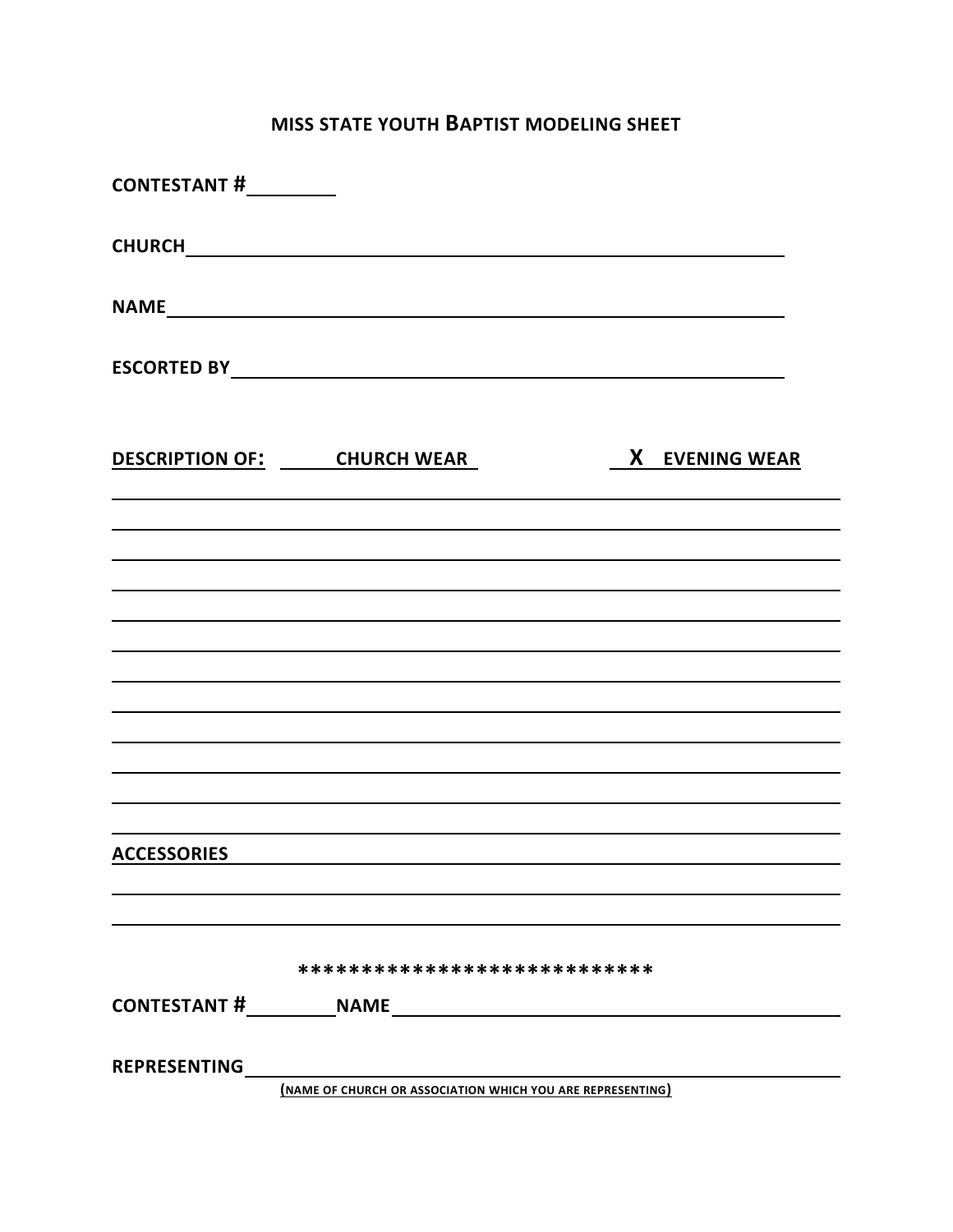# MISS STATE YOUTH BAPTIST MODELING SHEET

**CONTEST ANT #**\_\_\_\_\_\_\_\_

**CHURCH**\_\_\_\_\_\_\_\_\_\_\_\_\_\_\_\_\_\_\_\_\_\_\_\_\_\_\_\_\_\_\_\_\_\_\_\_\_\_\_\_\_\_\_\_\_\_\_\_

**NAME**\_\_\_\_\_\_\_\_\_\_\_\_\_\_\_\_\_\_\_\_\_\_\_\_\_\_\_\_\_\_\_\_\_\_\_\_\_\_\_\_\_\_\_\_\_\_\_\_\_\_

**ESCORTED BY**\_\_\_\_\_\_\_\_\_\_\_\_\_\_\_\_\_\_\_\_\_\_\_\_\_\_\_\_\_\_\_\_\_\_\_\_\_\_\_\_\_\_\_\_

**DESCRIPTION OF:** \_\_\_\_ **CHURCH WEAR** \_\_\_\_ **X EVENING WEAR**

\_\_\_\_\_\_\_\_\_\_\_\_\_\_\_\_\_\_\_\_\_\_\_\_\_\_\_\_\_\_\_\_\_\_\_\_\_\_\_\_\_\_\_\_\_\_\_\_\_\_\_\_\_\_\_\_\_\_\_\_

\_\_\_\_\_\_\_\_\_\_\_\_\_\_\_\_\_\_\_\_\_\_\_\_\_\_\_\_\_\_\_\_\_\_\_\_\_\_\_\_\_\_\_\_\_\_\_\_\_\_\_\_\_\_\_\_\_\_\_\_

\_\_\_\_\_\_\_\_\_\_\_\_\_\_\_\_\_\_\_\_\_\_\_\_\_\_\_\_\_\_\_\_\_\_\_\_\_\_\_\_\_\_\_\_\_\_\_\_\_\_\_\_\_\_\_\_\_\_\_\_

\_\_\_\_\_\_\_\_\_\_\_\_\_\_\_\_\_\_\_\_\_\_\_\_\_\_\_\_\_\_\_\_\_\_\_\_\_\_\_\_\_\_\_\_\_\_\_\_\_\_\_\_\_\_\_\_\_\_\_\_

\_\_\_\_\_\_\_\_\_\_\_\_\_\_\_\_\_\_\_\_\_\_\_\_\_\_\_\_\_\_\_\_\_\_\_\_\_\_\_\_\_\_\_\_\_\_\_\_\_\_\_\_\_\_\_\_\_\_\_\_

\_\_\_\_\_\_\_\_\_\_\_\_\_\_\_\_\_\_\_\_\_\_\_\_\_\_\_\_\_\_\_\_\_\_\_\_\_\_\_\_\_\_\_\_\_\_\_\_\_\_\_\_\_\_\_\_\_\_\_\_

\_\_\_\_\_\_\_\_\_\_\_\_\_\_\_\_\_\_\_\_\_\_\_\_\_\_\_\_\_\_\_\_\_\_\_\_\_\_\_\_\_\_\_\_\_\_\_\_\_\_\_\_\_\_\_\_\_\_\_\_

\_\_\_\_\_\_\_\_\_\_\_\_\_\_\_\_\_\_\_\_\_\_\_\_\_\_\_\_\_\_\_\_\_\_\_\_\_\_\_\_\_\_\_\_\_\_\_\_\_\_\_\_\_\_\_\_\_\_\_\_

\_\_\_\_\_\_\_\_\_\_\_\_\_\_\_\_\_\_\_\_\_\_\_\_\_\_\_\_\_\_\_\_\_\_\_\_\_\_\_\_\_\_\_\_\_\_\_\_\_\_\_\_\_\_\_\_\_\_\_\_

\_\_\_\_\_\_\_\_\_\_\_\_\_\_\_\_\_\_\_\_\_\_\_\_\_\_\_\_\_\_\_\_\_\_\_\_\_\_\_\_\_\_\_\_\_\_\_\_\_\_\_\_\_\_\_\_\_\_\_\_

\_\_\_\_\_\_\_\_\_\_\_\_\_\_\_\_\_\_\_\_\_\_\_\_\_\_\_\_\_\_\_\_\_\_\_\_\_\_\_\_\_\_\_\_\_\_\_\_\_\_\_\_\_\_\_\_\_\_\_\_

\_\_\_\_\_\_\_\_\_\_\_\_\_\_\_\_\_\_\_\_\_\_\_\_\_\_\_\_\_\_\_\_\_\_\_\_\_\_\_\_\_\_\_\_\_\_\_\_\_\_\_\_\_\_\_\_\_\_\_\_

**ACCESSORIES**\_\_\_\_\_\_\_\_\_\_\_\_\_\_\_\_\_\_\_\_\_\_\_\_\_\_\_\_\_\_\_\_\_\_\_\_\_\_\_\_\_\_\_\_\_\_\_\_

\_\_\_\_\_\_\_\_\_\_\_\_\_\_\_\_\_\_\_\_\_\_\_\_\_\_\_\_\_\_\_\_\_\_\_\_\_\_\_\_\_\_\_\_\_\_\_\_\_\_\_\_\_\_\_\_\_\_\_\_

\_\_\_\_\_\_\_\_\_\_\_\_\_\_\_\_\_\_\_\_\_\_\_\_\_\_\_\_\_\_\_\_\_\_\_\_\_\_\_\_\_\_\_\_\_\_\_\_\_\_\_\_\_\_\_\_\_\_\_\_

****************************

**CONTESTANT #**\_\_\_\_\_\_\_\_ **NAME**\_\_\_\_\_\_\_\_\_\_\_\_\_\_\_\_\_\_\_\_\_\_\_\_\_\_\_\_\_\_\_\_\_\_\_\_\_\_\_\_

**REPRESENTING**\_\_\_\_\_\_\_\_\_\_\_\_\_\_\_\_\_\_\_\_\_\_\_\_\_\_\_\_\_\_\_\_\_\_\_\_\_\_\_\_\_\_\_\_\_\_\_\_

(NAME OF CHURCH OR ASSOCIATION WHICH YOU ARE REPRESENTING)